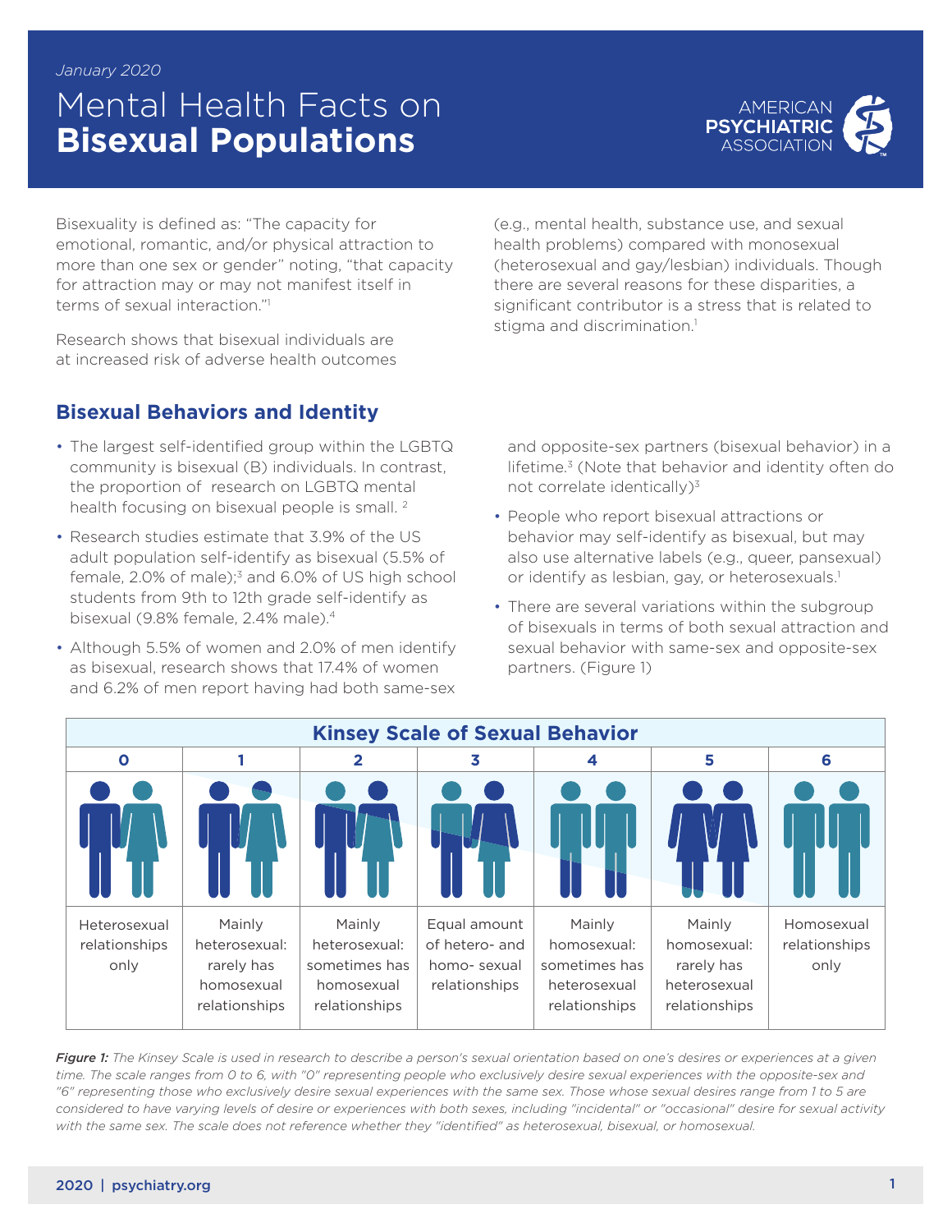January 2020

# Mental Health Facts on **Bisexual Populations**

Bisexuality is defined as: "The capacity for emotional, romantic, and/or physical attraction to more than one sex or gender" noting, "that capacity for attraction may or may not manifest itself in terms of sexual interaction."[1]

Research shows that bisexual individuals are at increased risk of adverse health outcomes (e.g., mental health, substance use, and sexual health problems) compared with monosexual (heterosexual and gay/lesbian) individuals. Though there are several reasons for these disparities, a significant contributor is a stress that is related to stigma and discrimination.[1]

## Bisexual Behaviors and Identity

- The largest self-identified group within the LGBTQ community is bisexual (B) individuals. In contrast, the proportion of research on LGBTQ mental health focusing on bisexual people is small. [2]
- Research studies estimate that 3.9% of the US adult population self-identify as bisexual (5.5% of female, 2.0% of male);[3] and 6.0% of US high school students from 9th to 12th grade self-identify as bisexual (9.8% female, 2.4% male).[4]
- Although 5.5% of women and 2.0% of men identify as bisexual, research shows that 17.4% of women and 6.2% of men report having had both same-sex and opposite-sex partners (bisexual behavior) in a lifetime.[3] (Note that behavior and identity often do not correlate identically)[3]
- People who report bisexual attractions or behavior may self-identify as bisexual, but may also use alternative labels (e.g., queer, pansexual) or identify as lesbian, gay, or heterosexuals.[1]
- There are several variations within the subgroup of bisexuals in terms of both sexual attraction and sexual behavior with same-sex and opposite-sex partners. (Figure 1)

| Kinsey Scale of Sexual Behavior | | | | | | |
|---|---|---|---|---|---|---|
| 0 | 1 | 2 | 3 | 4 | 5 | 6 |
| Heterosexual relationships only | Mainly heterosexual: rarely has homosexual relationships | Mainly heterosexual: sometimes has homosexual relationships | Equal amount of hetero- and homo- sexual relationships | Mainly homosexual: sometimes has heterosexual relationships | Mainly homosexual: rarely has heterosexual relationships | Homosexual relationships only |

***Figure 1:*** *The Kinsey Scale is used in research to describe a person's sexual orientation based on one's desires or experiences at a given time. The scale ranges from 0 to 6, with "0" representing people who exclusively desire sexual experiences with the opposite-sex and "6" representing those who exclusively desire sexual experiences with the same sex. Those whose sexual desires range from 1 to 5 are considered to have varying levels of desire or experiences with both sexes, including "incidental" or "occasional" desire for sexual activity with the same sex. The scale does not reference whether they "identified" as heterosexual, bisexual, or homosexual.*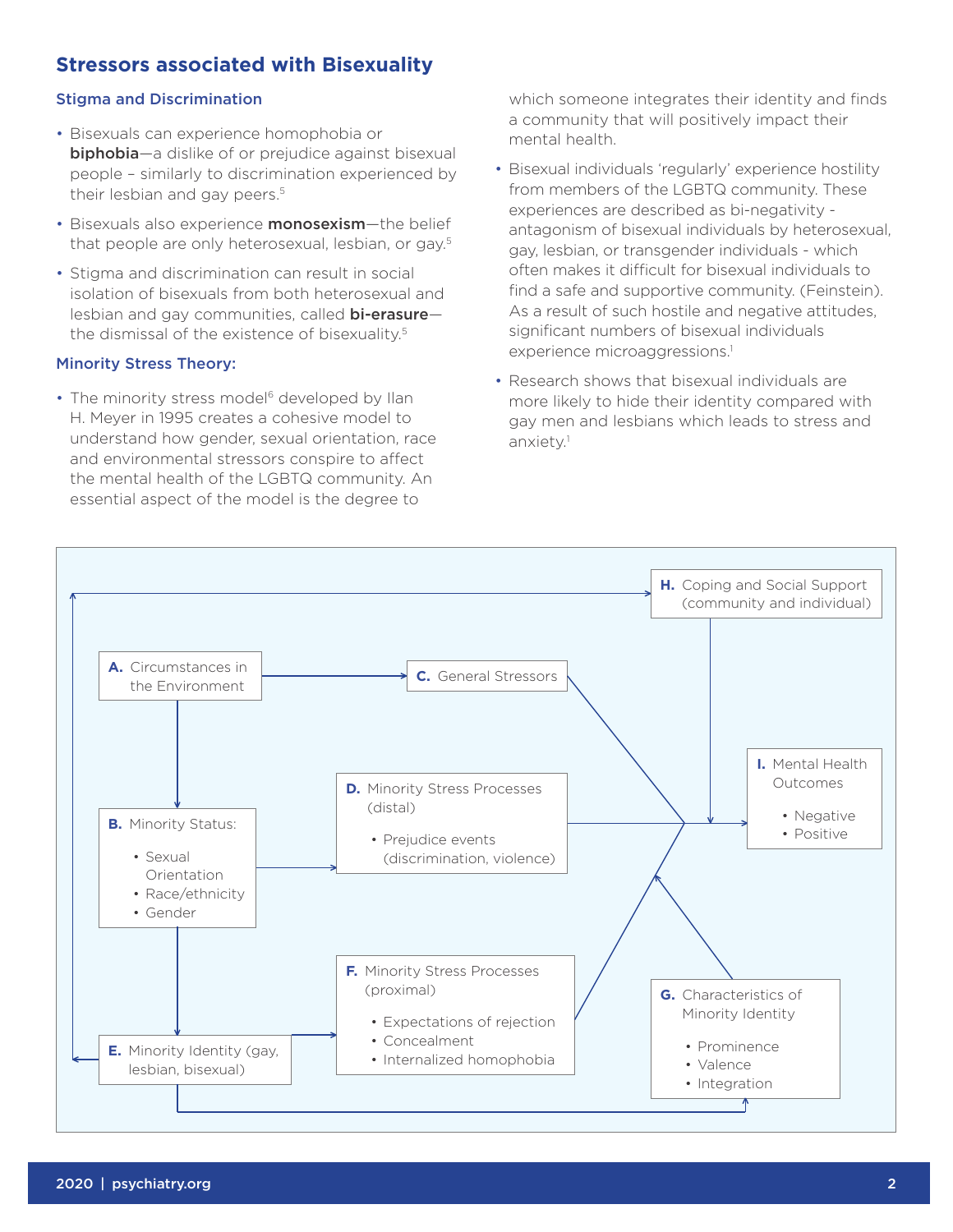## Stressors associated with Bisexuality

### Stigma and Discrimination

- Bisexuals can experience homophobia or **biphobia**—a dislike of or prejudice against bisexual people – similarly to discrimination experienced by their lesbian and gay peers.[5]
- Bisexuals also experience **monosexism**—the belief that people are only heterosexual, lesbian, or gay.[5]
- Stigma and discrimination can result in social isolation of bisexuals from both heterosexual and lesbian and gay communities, called **bi-erasure**—the dismissal of the existence of bisexuality.[5]

### Minority Stress Theory:

- The minority stress model[6] developed by Ilan H. Meyer in 1995 creates a cohesive model to understand how gender, sexual orientation, race and environmental stressors conspire to affect the mental health of the LGBTQ community. An essential aspect of the model is the degree to which someone integrates their identity and finds a community that will positively impact their mental health.
- Bisexual individuals 'regularly' experience hostility from members of the LGBTQ community. These experiences are described as bi-negativity - antagonism of bisexual individuals by heterosexual, gay, lesbian, or transgender individuals - which often makes it difficult for bisexual individuals to find a safe and supportive community. (Feinstein). As a result of such hostile and negative attitudes, significant numbers of bisexual individuals experience microaggressions.[1]
- Research shows that bisexual individuals are more likely to hide their identity compared with gay men and lesbians which leads to stress and anxiety.[1]

**A.** Circumstances in the Environment

**B.** Minority Status:
- Sexual Orientation
- Race/ethnicity
- Gender

**C.** General Stressors

**D.** Minority Stress Processes (distal)
- Prejudice events (discrimination, violence)

**E.** Minority Identity (gay, lesbian, bisexual)

**F.** Minority Stress Processes (proximal)
- Expectations of rejection
- Concealment
- Internalized homophobia

**G.** Characteristics of Minority Identity
- Prominence
- Valence
- Integration

**H.** Coping and Social Support (community and individual)

**I.** Mental Health Outcomes
- Negative
- Positive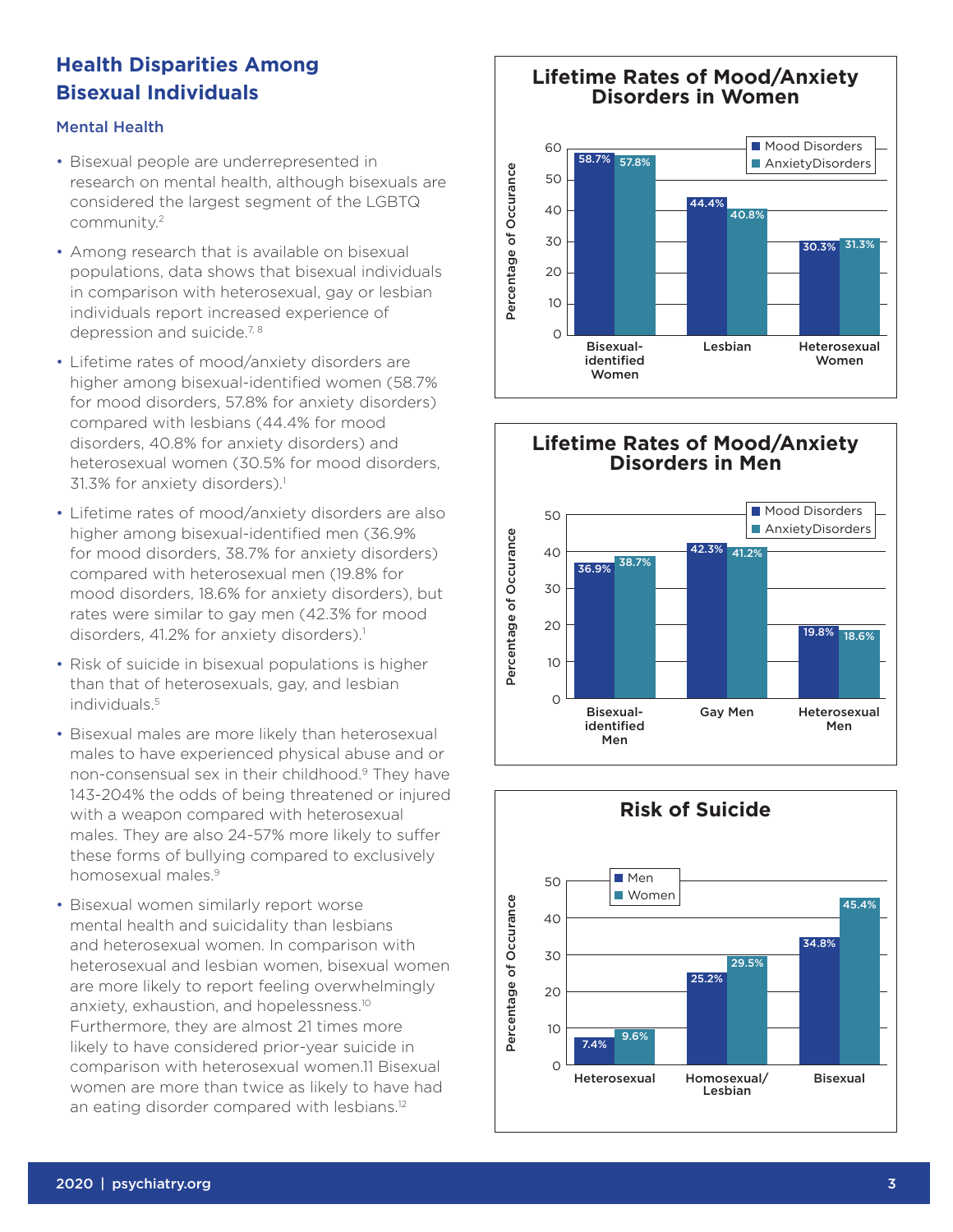## Health Disparities Among Bisexual Individuals

### Mental Health

- Bisexual people are underrepresented in research on mental health, although bisexuals are considered the largest segment of the LGBTQ community.[2]
- Among research that is available on bisexual populations, data shows that bisexual individuals in comparison with heterosexual, gay or lesbian individuals report increased experience of depression and suicide.[7, 8]
- Lifetime rates of mood/anxiety disorders are higher among bisexual-identified women (58.7% for mood disorders, 57.8% for anxiety disorders) compared with lesbians (44.4% for mood disorders, 40.8% for anxiety disorders) and heterosexual women (30.5% for mood disorders, 31.3% for anxiety disorders).[1]
- Lifetime rates of mood/anxiety disorders are also higher among bisexual-identified men (36.9% for mood disorders, 38.7% for anxiety disorders) compared with heterosexual men (19.8% for mood disorders, 18.6% for anxiety disorders), but rates were similar to gay men (42.3% for mood disorders, 41.2% for anxiety disorders).[1]
- Risk of suicide in bisexual populations is higher than that of heterosexuals, gay, and lesbian individuals.[5]
- Bisexual males are more likely than heterosexual males to have experienced physical abuse and or non-consensual sex in their childhood.[9] They have 143-204% the odds of being threatened or injured with a weapon compared with heterosexual males. They are also 24-57% more likely to suffer these forms of bullying compared to exclusively homosexual males.[9]
- Bisexual women similarly report worse mental health and suicidality than lesbians and heterosexual women. In comparison with heterosexual and lesbian women, bisexual women are more likely to report feeling overwhelmingly anxiety, exhaustion, and hopelessness.[10] Furthermore, they are almost 21 times more likely to have considered prior-year suicide in comparison with heterosexual women.11 Bisexual women are more than twice as likely to have had an eating disorder compared with lesbians.[12]

**Lifetime Rates of Mood/Anxiety Disorders in Women**

| Percentage of Occurance | Mood Disorders | AnxietyDisorders |
|---|---|---|
| Bisexual-identified Women | 58.7% | 57.8% |
| Lesbian | 44.4% | 40.8% |
| Heterosexual Women | 30.3% | 31.3% |

**Lifetime Rates of Mood/Anxiety Disorders in Men**

| Percentage of Occurance | Mood Disorders | AnxietyDisorders |
|---|---|---|
| Bisexual-identified Men | 36.9% | 38.7% |
| Gay Men | 42.3% | 41.2% |
| Heterosexual Men | 19.8% | 18.6% |

**Risk of Suicide**

| Percentage of Occurance | Men | Women |
|---|---|---|
| Heterosexual | 7.4% | 9.6% |
| Homosexual/Lesbian | 25.2% | 29.5% |
| Bisexual | 34.8% | 45.4% |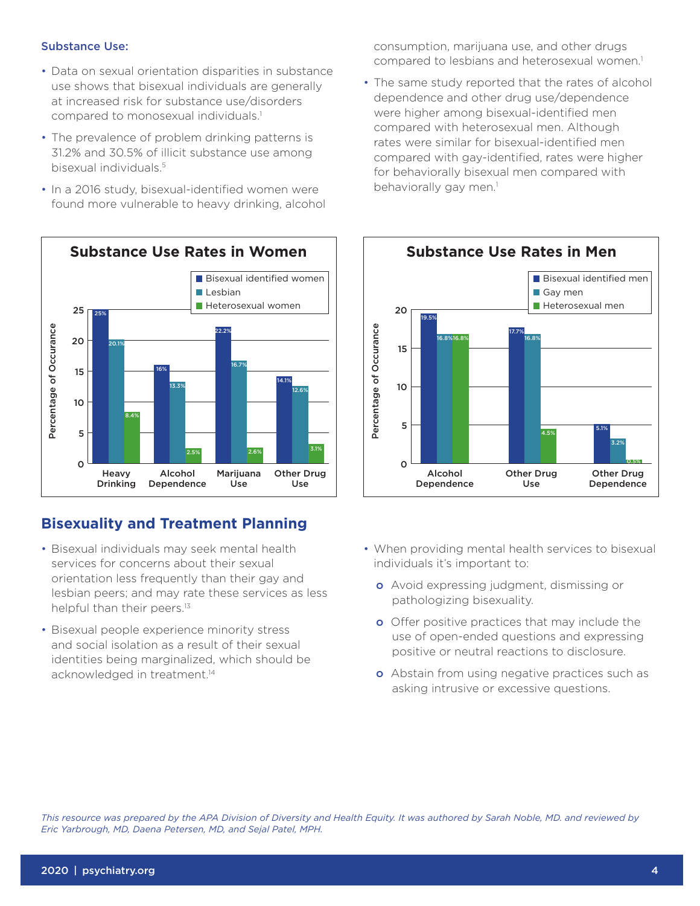### Substance Use:

- Data on sexual orientation disparities in substance use shows that bisexual individuals are generally at increased risk for substance use/disorders compared to monosexual individuals.[1]
- The prevalence of problem drinking patterns is 31.2% and 30.5% of illicit substance use among bisexual individuals.[5]
- In a 2016 study, bisexual-identified women were found more vulnerable to heavy drinking, alcohol consumption, marijuana use, and other drugs compared to lesbians and heterosexual women.[1]
- The same study reported that the rates of alcohol dependence and other drug use/dependence were higher among bisexual-identified men compared with heterosexual men. Although rates were similar for bisexual-identified men compared with gay-identified, rates were higher for behaviorally bisexual men compared with behaviorally gay men.[1]

**Substance Use Rates in Women**

| Percentage of Occurance | Bisexual identified women | Lesbian | Heterosexual women |
|---|---|---|---|
| Heavy Drinking | 25% | 20.1% | 8.4% |
| Alcohol Dependence | 16% | 13.3% | 2.5% |
| Marijuana Use | 22.2% | 16.7% | 2.6% |
| Other Drug Use | 14.1% | 12.6% | 3.1% |

**Substance Use Rates in Men**

| Percentage of Occurance | Bisexual identified men | Gay men | Heterosexual men |
|---|---|---|---|
| Alcohol Dependence | 19.5% | 16.8% | 16.8% |
| Other Drug Use | 17.7% | 16.8% | 4.5% |
| Other Drug Dependence | 5.1% | 3.2% | 0.5% |

## Bisexuality and Treatment Planning

- Bisexual individuals may seek mental health services for concerns about their sexual orientation less frequently than their gay and lesbian peers; and may rate these services as less helpful than their peers.[13]
- Bisexual people experience minority stress and social isolation as a result of their sexual identities being marginalized, which should be acknowledged in treatment.[14]
- When providing mental health services to bisexual individuals it's important to:
  - Avoid expressing judgment, dismissing or pathologizing bisexuality.
  - Offer positive practices that may include the use of open-ended questions and expressing positive or neutral reactions to disclosure.
  - Abstain from using negative practices such as asking intrusive or excessive questions.

*This resource was prepared by the APA Division of Diversity and Health Equity. It was authored by Sarah Noble, MD. and reviewed by Eric Yarbrough, MD, Daena Petersen, MD, and Sejal Patel, MPH.*

2020 | psychiatry.org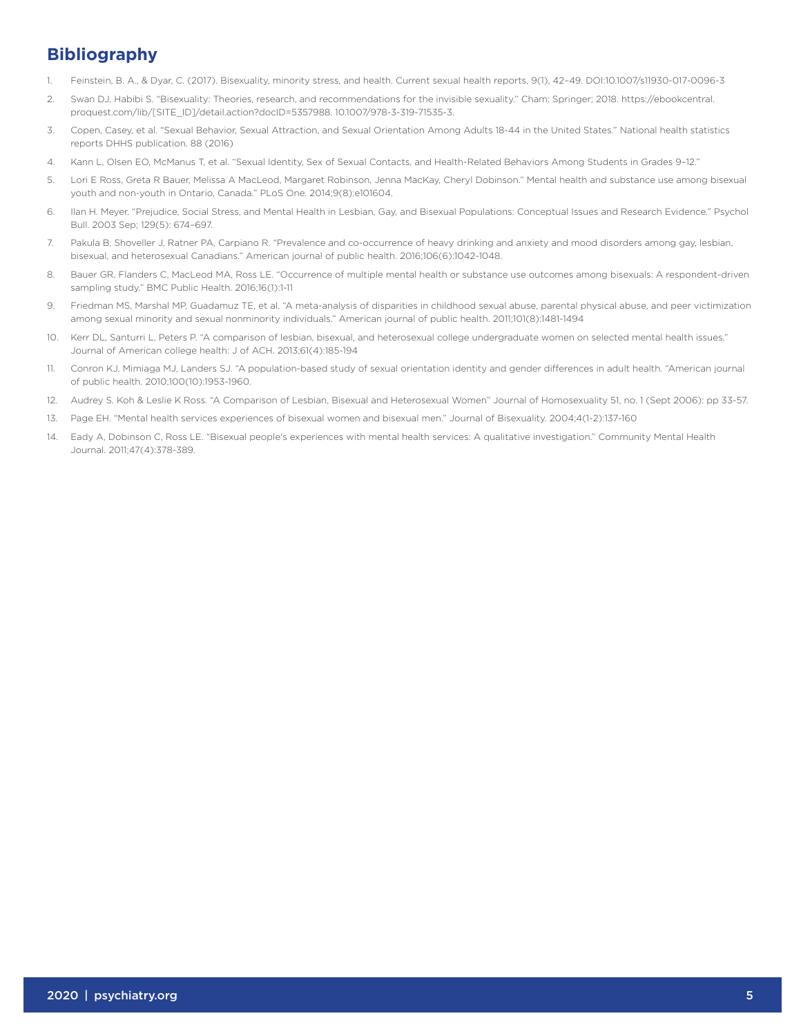## Bibliography

1. Feinstein, B. A., & Dyar, C. (2017). Bisexuality, minority stress, and health. Current sexual health reports, 9(1), 42–49. DOI:10.1007/s11930-017-0096-3
2. Swan DJ, Habibi S. "Bisexuality: Theories, research, and recommendations for the invisible sexuality." Cham: Springer; 2018. https://ebookcentral.proquest.com/lib/[SITE_ID]/detail.action?docID=5357988. 10.1007/978-3-319-71535-3.
3. Copen, Casey, et al. "Sexual Behavior, Sexual Attraction, and Sexual Orientation Among Adults 18-44 in the United States." National health statistics reports DHHS publication. 88 (2016)
4. Kann L, Olsen EO, McManus T, et al. "Sexual Identity, Sex of Sexual Contacts, and Health-Related Behaviors Among Students in Grades 9–12."
5. Lori E Ross, Greta R Bauer, Melissa A MacLeod, Margaret Robinson, Jenna MacKay, Cheryl Dobinson." Mental health and substance use among bisexual youth and non-youth in Ontario, Canada." PLoS One. 2014;9(8):e101604.
6. Ilan H. Meyer. "Prejudice, Social Stress, and Mental Health in Lesbian, Gay, and Bisexual Populations: Conceptual Issues and Research Evidence." Psychol Bull. 2003 Sep; 129(5): 674–697.
7. Pakula B, Shoveller J, Ratner PA, Carpiano R. "Prevalence and co-occurrence of heavy drinking and anxiety and mood disorders among gay, lesbian, bisexual, and heterosexual Canadians." American journal of public health. 2016;106(6):1042-1048.
8. Bauer GR, Flanders C, MacLeod MA, Ross LE. "Occurrence of multiple mental health or substance use outcomes among bisexuals: A respondent-driven sampling study." BMC Public Health. 2016;16(1):1-11
9. Friedman MS, Marshal MP, Guadamuz TE, et al. "A meta-analysis of disparities in childhood sexual abuse, parental physical abuse, and peer victimization among sexual minority and sexual nonminority individuals." American journal of public health. 2011;101(8):1481-1494
10. Kerr DL, Santurri L, Peters P. "A comparison of lesbian, bisexual, and heterosexual college undergraduate women on selected mental health issues." Journal of American college health: J of ACH. 2013;61(4):185-194
11. Conron KJ, Mimiaga MJ, Landers SJ. "A population-based study of sexual orientation identity and gender differences in adult health. "American journal of public health. 2010;100(10):1953-1960.
12. Audrey S. Koh & Leslie K Ross. "A Comparison of Lesbian, Bisexual and Heterosexual Women" Journal of Homosexuality 51, no. 1 (Sept 2006): pp 33-57.
13. Page EH. "Mental health services experiences of bisexual women and bisexual men." Journal of Bisexuality. 2004;4(1-2):137-160
14. Eady A, Dobinson C, Ross LE. "Bisexual people's experiences with mental health services: A qualitative investigation." Community Mental Health Journal. 2011;47(4):378-389.